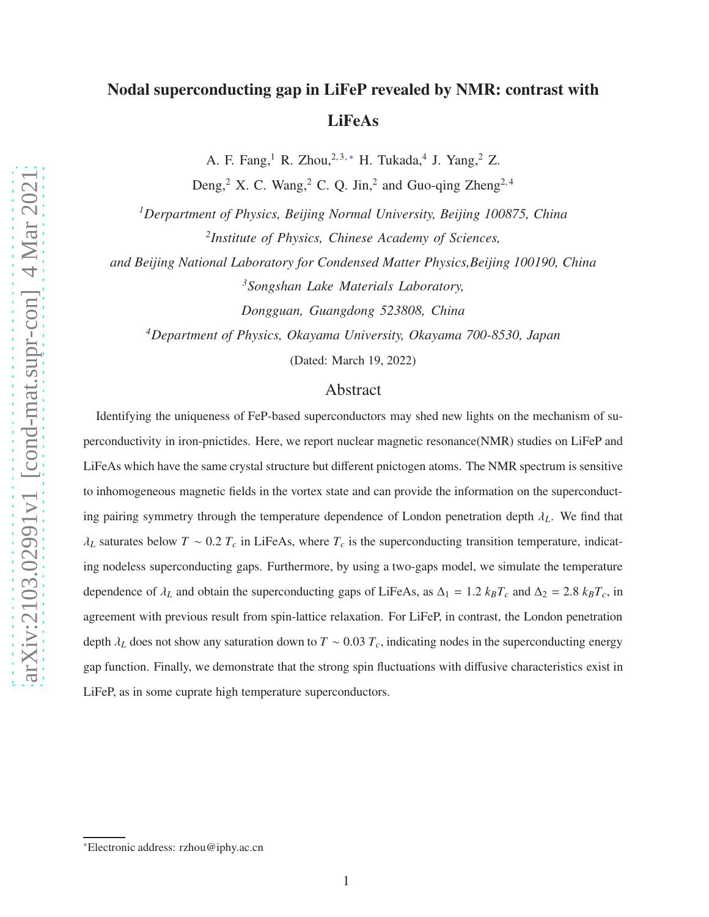# Nodal superconducting gap in LiFeP revealed by NMR: contrast with LiFeAs

A. F. Fang,[1] R. Zhou,[2,3,*] H. Tukada,[4] J. Yang,[2] Z. Deng,[2] X. C. Wang,[2] C. Q. Jin,[2] and Guo-qing Zheng[2,4]

[1]*Derpartment of Physics, Beijing Normal University, Beijing 100875, China*

[2]*Institute of Physics, Chinese Academy of Sciences, and Beijing National Laboratory for Condensed Matter Physics,Beijing 100190, China*

[3]*Songshan Lake Materials Laboratory, Dongguan, Guangdong 523808, China*

[4]*Department of Physics, Okayama University, Okayama 700-8530, Japan*

(Dated: March 19, 2022)

## Abstract

Identifying the uniqueness of FeP-based superconductors may shed new lights on the mechanism of superconductivity in iron-pnictides. Here, we report nuclear magnetic resonance(NMR) studies on LiFeP and LiFeAs which have the same crystal structure but different pnictogen atoms. The NMR spectrum is sensitive to inhomogeneous magnetic fields in the vortex state and can provide the information on the superconducting pairing symmetry through the temperature dependence of London penetration depth $\lambda_L$. We find that $\lambda_L$ saturates below $T \sim 0.2\ T_c$ in LiFeAs, where $T_c$ is the superconducting transition temperature, indicating nodeless superconducting gaps. Furthermore, by using a two-gaps model, we simulate the temperature dependence of $\lambda_L$ and obtain the superconducting gaps of LiFeAs, as $\Delta_1 = 1.2\ k_BT_c$ and $\Delta_2 = 2.8\ k_BT_c$, in agreement with previous result from spin-lattice relaxation. For LiFeP, in contrast, the London penetration depth $\lambda_L$ does not show any saturation down to $T \sim 0.03\ T_c$, indicating nodes in the superconducting energy gap function. Finally, we demonstrate that the strong spin fluctuations with diffusive characteristics exist in LiFeP, as in some cuprate high temperature superconductors.

*Electronic address: rzhou@iphy.ac.cn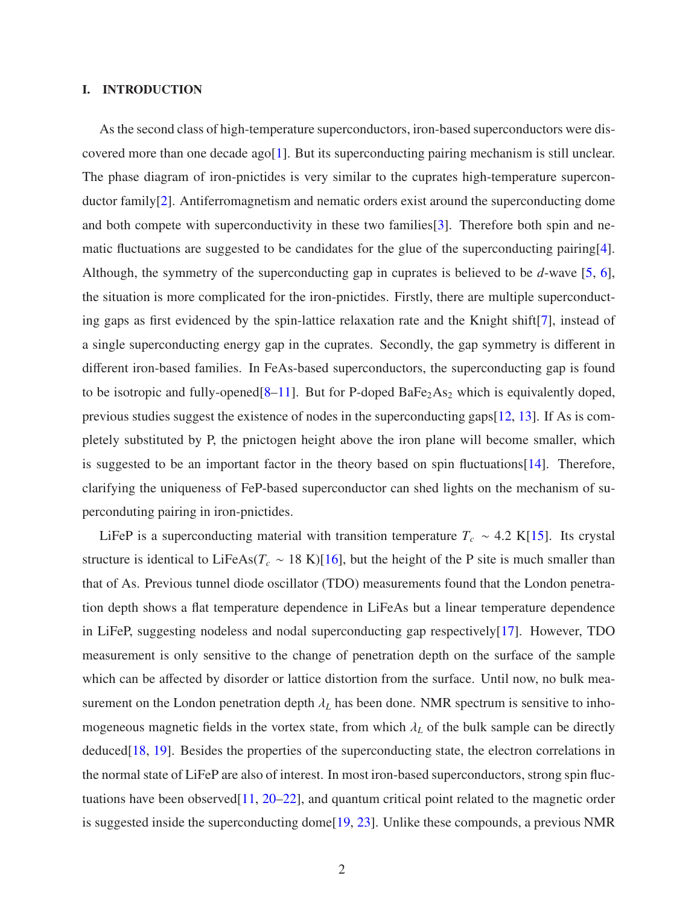## I. INTRODUCTION

As the second class of high-temperature superconductors, iron-based superconductors were discovered more than one decade ago[1]. But its superconducting pairing mechanism is still unclear. The phase diagram of iron-pnictides is very similar to the cuprates high-temperature superconductor family[2]. Antiferromagnetism and nematic orders exist around the superconducting dome and both compete with superconductivity in these two families[3]. Therefore both spin and nematic fluctuations are suggested to be candidates for the glue of the superconducting pairing[4]. Although, the symmetry of the superconducting gap in cuprates is believed to be *d*-wave [5, 6], the situation is more complicated for the iron-pnictides. Firstly, there are multiple superconducting gaps as first evidenced by the spin-lattice relaxation rate and the Knight shift[7], instead of a single superconducting energy gap in the cuprates. Secondly, the gap symmetry is different in different iron-based families. In FeAs-based superconductors, the superconducting gap is found to be isotropic and fully-opened[8–11]. But for P-doped $BaFe_2As_2$ which is equivalently doped, previous studies suggest the existence of nodes in the superconducting gaps[12, 13]. If As is completely substituted by P, the pnictogen height above the iron plane will become smaller, which is suggested to be an important factor in the theory based on spin fluctuations[14]. Therefore, clarifying the uniqueness of FeP-based superconductor can shed lights on the mechanism of superconduting pairing in iron-pnictides.

LiFeP is a superconducting material with transition temperature $T_c \sim 4.2$ K[15]. Its crystal structure is identical to LiFeAs($T_c \sim 18$ K)[16], but the height of the P site is much smaller than that of As. Previous tunnel diode oscillator (TDO) measurements found that the London penetration depth shows a flat temperature dependence in LiFeAs but a linear temperature dependence in LiFeP, suggesting nodeless and nodal superconducting gap respectively[17]. However, TDO measurement is only sensitive to the change of penetration depth on the surface of the sample which can be affected by disorder or lattice distortion from the surface. Until now, no bulk measurement on the London penetration depth $\lambda_L$ has been done. NMR spectrum is sensitive to inhomogeneous magnetic fields in the vortex state, from which $\lambda_L$ of the bulk sample can be directly deduced[18, 19]. Besides the properties of the superconducting state, the electron correlations in the normal state of LiFeP are also of interest. In most iron-based superconductors, strong spin fluctuations have been observed[11, 20–22], and quantum critical point related to the magnetic order is suggested inside the superconducting dome[19, 23]. Unlike these compounds, a previous NMR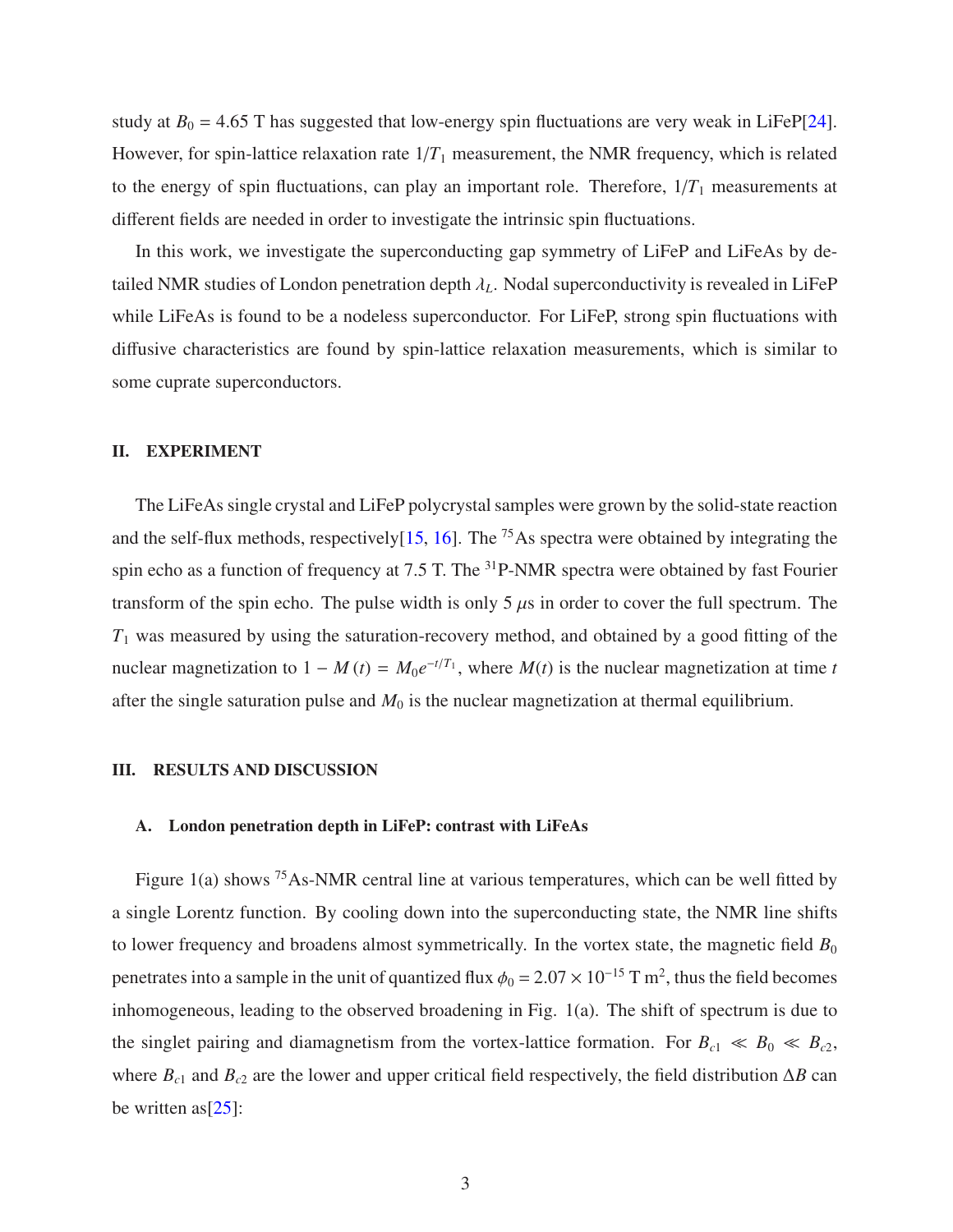study at $B_0 = 4.65$ T has suggested that low-energy spin fluctuations are very weak in LiFeP[24]. However, for spin-lattice relaxation rate $1/T_1$ measurement, the NMR frequency, which is related to the energy of spin fluctuations, can play an important role. Therefore, $1/T_1$ measurements at different fields are needed in order to investigate the intrinsic spin fluctuations.

In this work, we investigate the superconducting gap symmetry of LiFeP and LiFeAs by detailed NMR studies of London penetration depth $\lambda_L$. Nodal superconductivity is revealed in LiFeP while LiFeAs is found to be a nodeless superconductor. For LiFeP, strong spin fluctuations with diffusive characteristics are found by spin-lattice relaxation measurements, which is similar to some cuprate superconductors.

## II. EXPERIMENT

The LiFeAs single crystal and LiFeP polycrystal samples were grown by the solid-state reaction and the self-flux methods, respectively[15, 16]. The $^{75}$As spectra were obtained by integrating the spin echo as a function of frequency at 7.5 T. The $^{31}$P-NMR spectra were obtained by fast Fourier transform of the spin echo. The pulse width is only 5 $\mu$s in order to cover the full spectrum. The $T_1$ was measured by using the saturation-recovery method, and obtained by a good fitting of the nuclear magnetization to $1 - M(t) = M_0 e^{-t/T_1}$, where $M(t)$ is the nuclear magnetization at time $t$ after the single saturation pulse and $M_0$ is the nuclear magnetization at thermal equilibrium.

## III. RESULTS AND DISCUSSION

### A. London penetration depth in LiFeP: contrast with LiFeAs

Figure 1(a) shows $^{75}$As-NMR central line at various temperatures, which can be well fitted by a single Lorentz function. By cooling down into the superconducting state, the NMR line shifts to lower frequency and broadens almost symmetrically. In the vortex state, the magnetic field $B_0$ penetrates into a sample in the unit of quantized flux $\phi_0 = 2.07 \times 10^{-15}$ T m$^2$, thus the field becomes inhomogeneous, leading to the observed broadening in Fig. 1(a). The shift of spectrum is due to the singlet pairing and diamagnetism from the vortex-lattice formation. For $B_{c1} \ll B_0 \ll B_{c2}$, where $B_{c1}$ and $B_{c2}$ are the lower and upper critical field respectively, the field distribution $\Delta B$ can be written as[25]: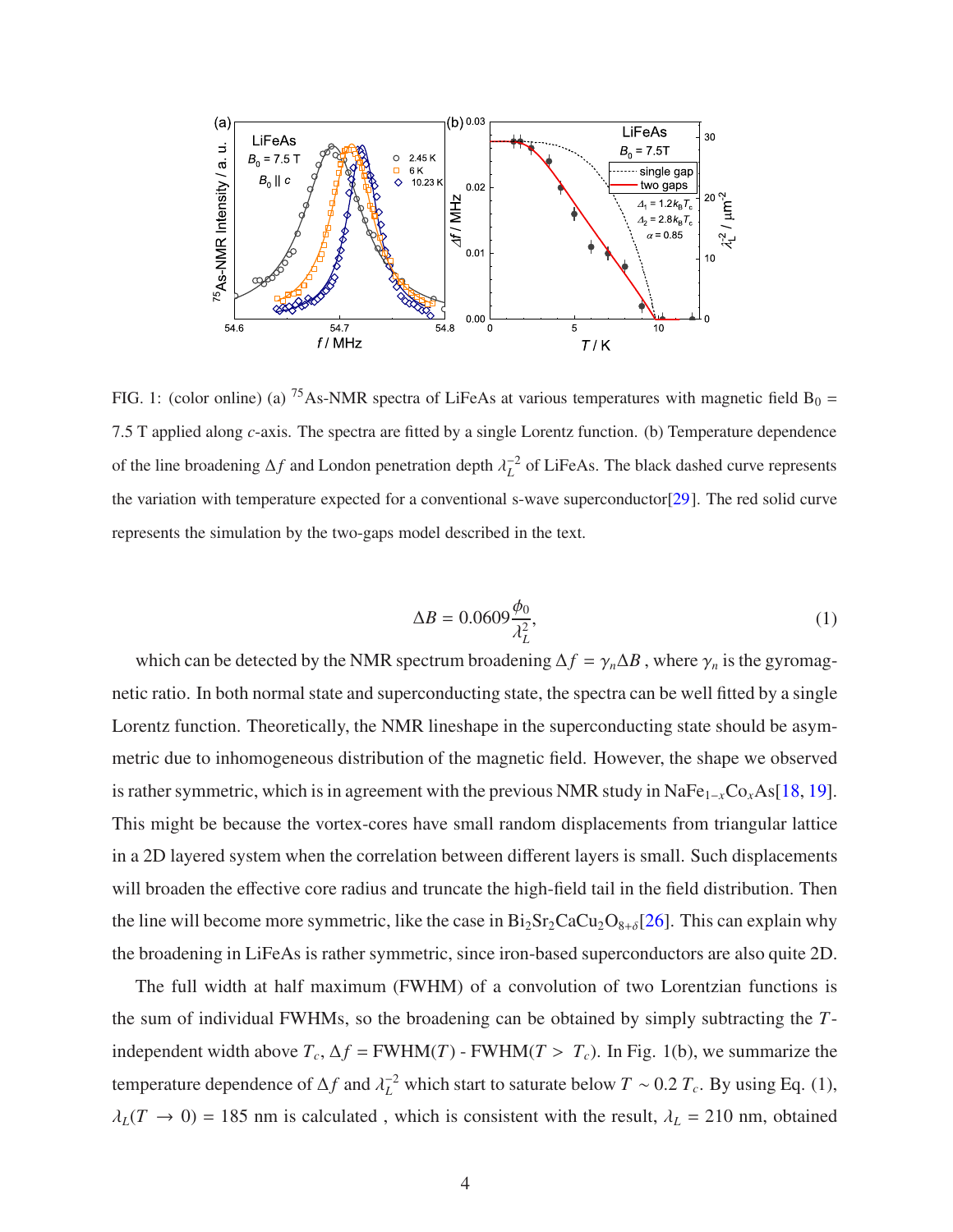FIG. 1: (color online) (a) $^{75}$As-NMR spectra of LiFeAs at various temperatures with magnetic field $B_0$ = 7.5 T applied along $c$-axis. The spectra are fitted by a single Lorentz function. (b) Temperature dependence of the line broadening $\Delta f$ and London penetration depth $\lambda_L^{-2}$ of LiFeAs. The black dashed curve represents the variation with temperature expected for a conventional s-wave superconductor[29]. The red solid curve represents the simulation by the two-gaps model described in the text.

$$\Delta B = 0.0609\frac{\phi_0}{\lambda_L^2}, \tag{1}$$

which can be detected by the NMR spectrum broadening $\Delta f = \gamma_n \Delta B$ , where $\gamma_n$ is the gyromagnetic ratio. In both normal state and superconducting state, the spectra can be well fitted by a single Lorentz function. Theoretically, the NMR lineshape in the superconducting state should be asymmetric due to inhomogeneous distribution of the magnetic field. However, the shape we observed is rather symmetric, which is in agreement with the previous NMR study in $NaFe_{1-x}Co_xAs$[18, 19]. This might be because the vortex-cores have small random displacements from triangular lattice in a 2D layered system when the correlation between different layers is small. Such displacements will broaden the effective core radius and truncate the high-field tail in the field distribution. Then the line will become more symmetric, like the case in $Bi_2Sr_2CaCu_2O_{8+\delta}$[26]. This can explain why the broadening in LiFeAs is rather symmetric, since iron-based superconductors are also quite 2D.

The full width at half maximum (FWHM) of a convolution of two Lorentzian functions is the sum of individual FWHMs, so the broadening can be obtained by simply subtracting the $T$-independent width above $T_c$, $\Delta f$ = FWHM($T$) - FWHM($T > T_c$). In Fig. 1(b), we summarize the temperature dependence of $\Delta f$ and $\lambda_L^{-2}$ which start to saturate below $T \sim 0.2\, T_c$. By using Eq. (1), $\lambda_L(T \to 0)$ = 185 nm is calculated , which is consistent with the result, $\lambda_L$ = 210 nm, obtained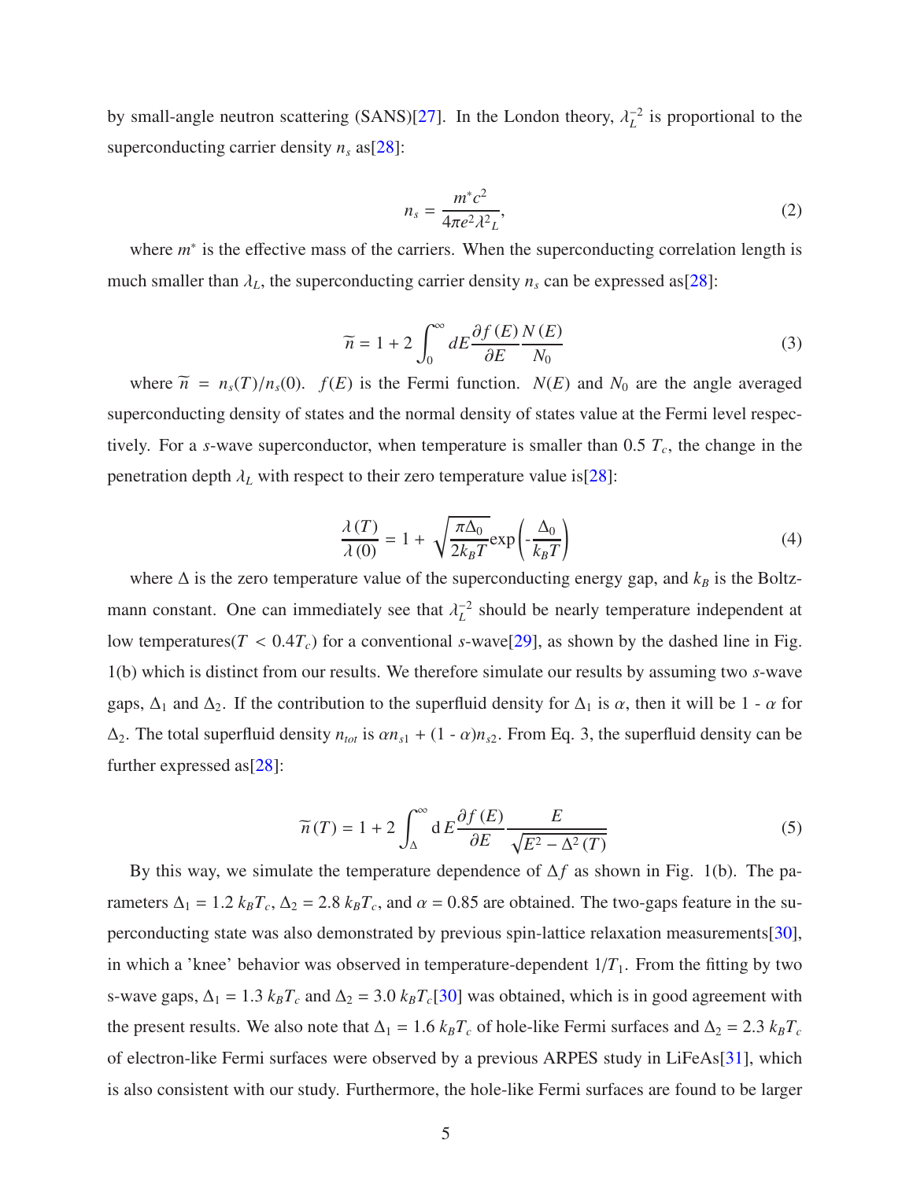by small-angle neutron scattering (SANS)[27]. In the London theory, $\lambda_L^{-2}$ is proportional to the superconducting carrier density $n_s$ as[28]:

$$n_s = \frac{m^* c^2}{4\pi e^2 \lambda^2{}_L}, \tag{2}$$

where $m^*$ is the effective mass of the carriers. When the superconducting correlation length is much smaller than $\lambda_L$, the superconducting carrier density $n_s$ can be expressed as[28]:

$$\widetilde{n} = 1 + 2\int_0^\infty dE \frac{\partial f(E)}{\partial E}\frac{N(E)}{N_0} \tag{3}$$

where $\widetilde{n} = n_s(T)/n_s(0)$. $f(E)$ is the Fermi function. $N(E)$ and $N_0$ are the angle averaged superconducting density of states and the normal density of states value at the Fermi level respectively. For a $s$-wave superconductor, when temperature is smaller than 0.5 $T_c$, the change in the penetration depth $\lambda_L$ with respect to their zero temperature value is[28]:

$$\frac{\lambda(T)}{\lambda(0)} = 1 + \sqrt{\frac{\pi\Delta_0}{2k_B T}}\exp\left(-\frac{\Delta_0}{k_B T}\right) \tag{4}$$

where $\Delta$ is the zero temperature value of the superconducting energy gap, and $k_B$ is the Boltzmann constant. One can immediately see that $\lambda_L^{-2}$ should be nearly temperature independent at low temperatures($T < 0.4T_c$) for a conventional $s$-wave[29], as shown by the dashed line in Fig. 1(b) which is distinct from our results. We therefore simulate our results by assuming two $s$-wave gaps, $\Delta_1$ and $\Delta_2$. If the contribution to the superfluid density for $\Delta_1$ is $\alpha$, then it will be 1 - $\alpha$ for $\Delta_2$. The total superfluid density $n_{tot}$ is $\alpha n_{s1}$ + (1 - $\alpha$)$n_{s2}$. From Eq. 3, the superfluid density can be further expressed as[28]:

$$\widetilde{n}(T) = 1 + 2\int_\Delta^\infty \mathrm{d}E \frac{\partial f(E)}{\partial E}\frac{E}{\sqrt{E^2 - \Delta^2(T)}} \tag{5}$$

By this way, we simulate the temperature dependence of $\Delta f$ as shown in Fig. 1(b). The parameters $\Delta_1 = 1.2\ k_B T_c$, $\Delta_2 = 2.8\ k_B T_c$, and $\alpha = 0.85$ are obtained. The two-gaps feature in the superconducting state was also demonstrated by previous spin-lattice relaxation measurements[30], in which a 'knee' behavior was observed in temperature-dependent $1/T_1$. From the fitting by two s-wave gaps, $\Delta_1 = 1.3\ k_B T_c$ and $\Delta_2 = 3.0\ k_B T_c$[30] was obtained, which is in good agreement with the present results. We also note that $\Delta_1 = 1.6\ k_B T_c$ of hole-like Fermi surfaces and $\Delta_2 = 2.3\ k_B T_c$ of electron-like Fermi surfaces were observed by a previous ARPES study in LiFeAs[31], which is also consistent with our study. Furthermore, the hole-like Fermi surfaces are found to be larger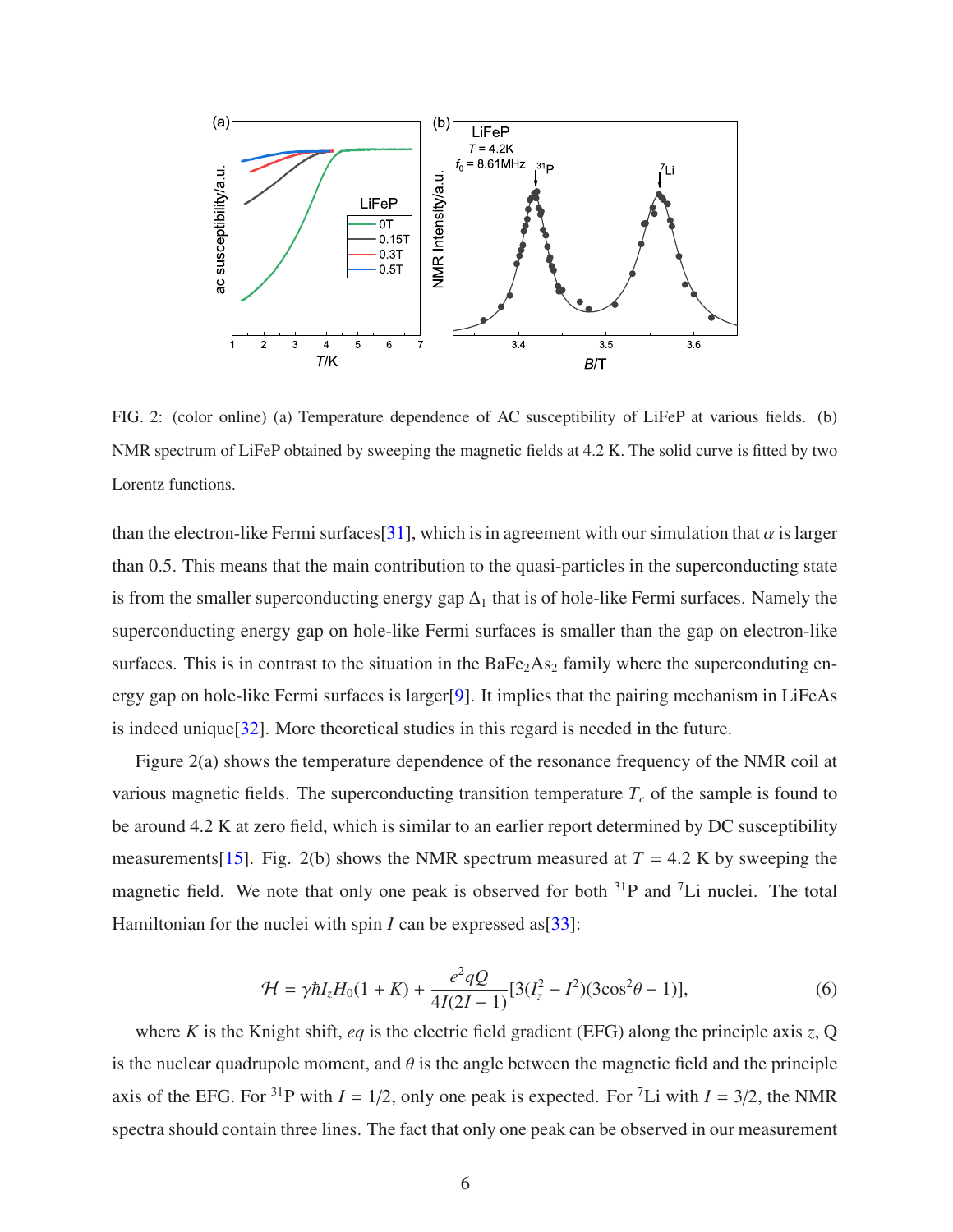FIG. 2: (color online) (a) Temperature dependence of AC susceptibility of LiFeP at various fields. (b) NMR spectrum of LiFeP obtained by sweeping the magnetic fields at 4.2 K. The solid curve is fitted by two Lorentz functions.

than the electron-like Fermi surfaces[31], which is in agreement with our simulation that $\alpha$ is larger than 0.5. This means that the main contribution to the quasi-particles in the superconducting state is from the smaller superconducting energy gap $\Delta_1$ that is of hole-like Fermi surfaces. Namely the superconducting energy gap on hole-like Fermi surfaces is smaller than the gap on electron-like surfaces. This is in contrast to the situation in the $BaFe_2As_2$ family where the superconduting energy gap on hole-like Fermi surfaces is larger[9]. It implies that the pairing mechanism in LiFeAs is indeed unique[32]. More theoretical studies in this regard is needed in the future.

Figure 2(a) shows the temperature dependence of the resonance frequency of the NMR coil at various magnetic fields. The superconducting transition temperature $T_c$ of the sample is found to be around 4.2 K at zero field, which is similar to an earlier report determined by DC susceptibility measurements[15]. Fig. 2(b) shows the NMR spectrum measured at $T = 4.2$ K by sweeping the magnetic field. We note that only one peak is observed for both $^{31}$P and $^{7}$Li nuclei. The total Hamiltonian for the nuclei with spin $I$ can be expressed as[33]:

$$\mathcal{H} = \gamma\hbar I_z H_0(1 + K) + \frac{e^2 qQ}{4I(2I - 1)}[3(I_z^2 - I^2)(3\cos^2\theta - 1)], \tag{6}$$

where $K$ is the Knight shift, $eq$ is the electric field gradient (EFG) along the principle axis $z$, Q is the nuclear quadrupole moment, and $\theta$ is the angle between the magnetic field and the principle axis of the EFG. For $^{31}$P with $I = 1/2$, only one peak is expected. For $^{7}$Li with $I = 3/2$, the NMR spectra should contain three lines. The fact that only one peak can be observed in our measurement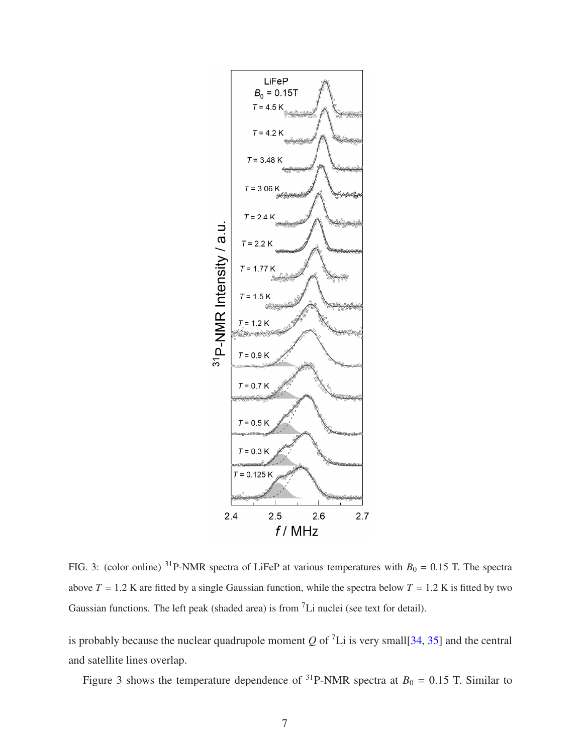FIG. 3: (color online) [31]P-NMR spectra of LiFeP at various temperatures with $B_0 = 0.15$ T. The spectra above $T = 1.2$ K are fitted by a single Gaussian function, while the spectra below $T = 1.2$ K is fitted by two Gaussian functions. The left peak (shaded area) is from [7]Li nuclei (see text for detail).

is probably because the nuclear quadrupole moment $Q$ of $^7$Li is very small[34, 35] and the central and satellite lines overlap.

Figure 3 shows the temperature dependence of $^{31}$P-NMR spectra at $B_0 = 0.15$ T. Similar to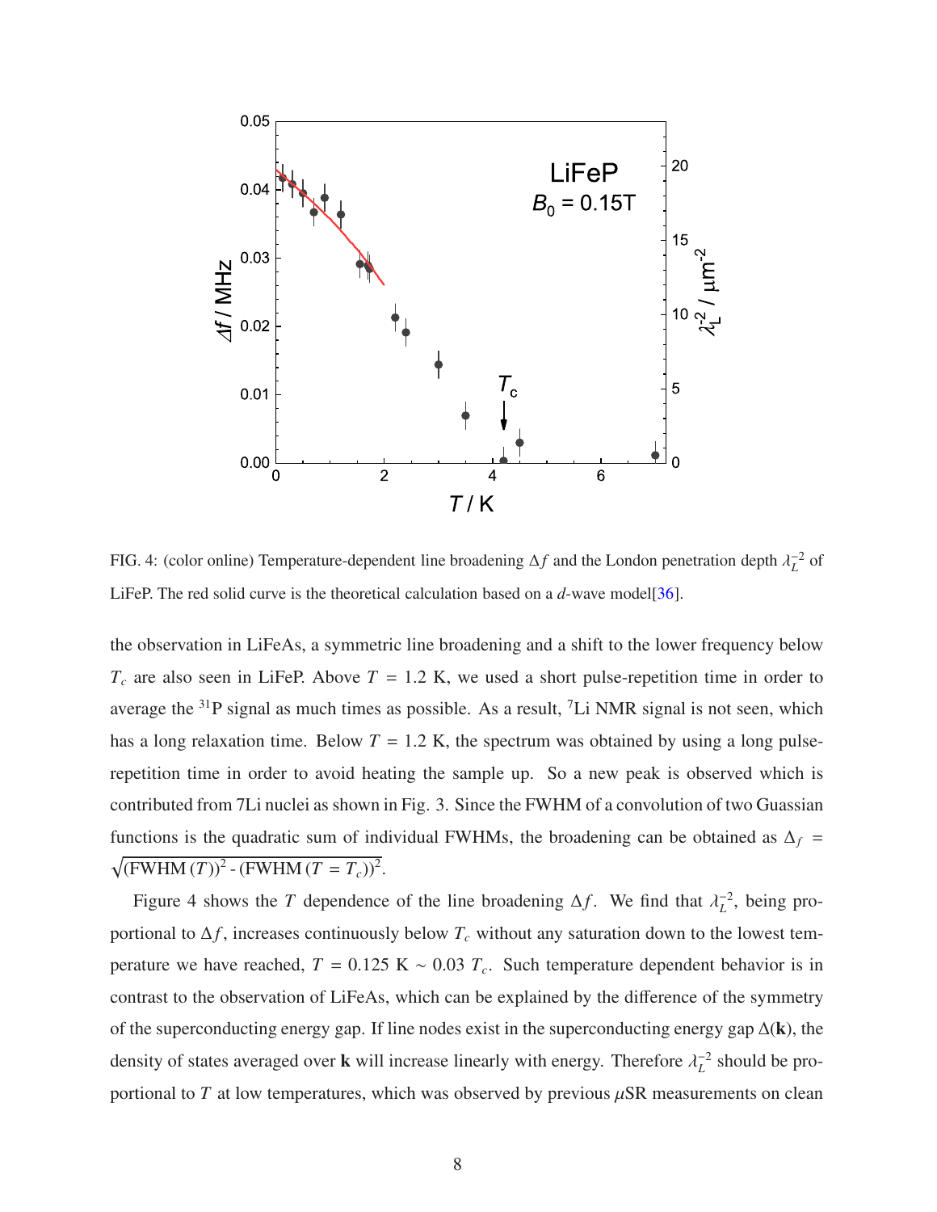FIG. 4: (color online) Temperature-dependent line broadening $\Delta f$ and the London penetration depth $\lambda_L^{-2}$ of LiFeP. The red solid curve is the theoretical calculation based on a $d$-wave model[36].

the observation in LiFeAs, a symmetric line broadening and a shift to the lower frequency below $T_c$ are also seen in LiFeP. Above $T$ = 1.2 K, we used a short pulse-repetition time in order to average the $^{31}$P signal as much times as possible. As a result, $^{7}$Li NMR signal is not seen, which has a long relaxation time. Below $T$ = 1.2 K, the spectrum was obtained by using a long pulse-repetition time in order to avoid heating the sample up. So a new peak is observed which is contributed from 7Li nuclei as shown in Fig. 3. Since the FWHM of a convolution of two Guassian functions is the quadratic sum of individual FWHMs, the broadening can be obtained as $\Delta_f = \sqrt{(\mathrm{FWHM}\,(T))^2 - (\mathrm{FWHM}\,(T = T_c))^2}$.

Figure 4 shows the $T$ dependence of the line broadening $\Delta f$. We find that $\lambda_L^{-2}$, being proportional to $\Delta f$, increases continuously below $T_c$ without any saturation down to the lowest temperature we have reached, $T$ = 0.125 K ~ 0.03 $T_c$. Such temperature dependent behavior is in contrast to the observation of LiFeAs, which can be explained by the difference of the symmetry of the superconducting energy gap. If line nodes exist in the superconducting energy gap $\Delta(\mathbf{k})$, the density of states averaged over $\mathbf{k}$ will increase linearly with energy. Therefore $\lambda_L^{-2}$ should be proportional to $T$ at low temperatures, which was observed by previous $\mu$SR measurements on clean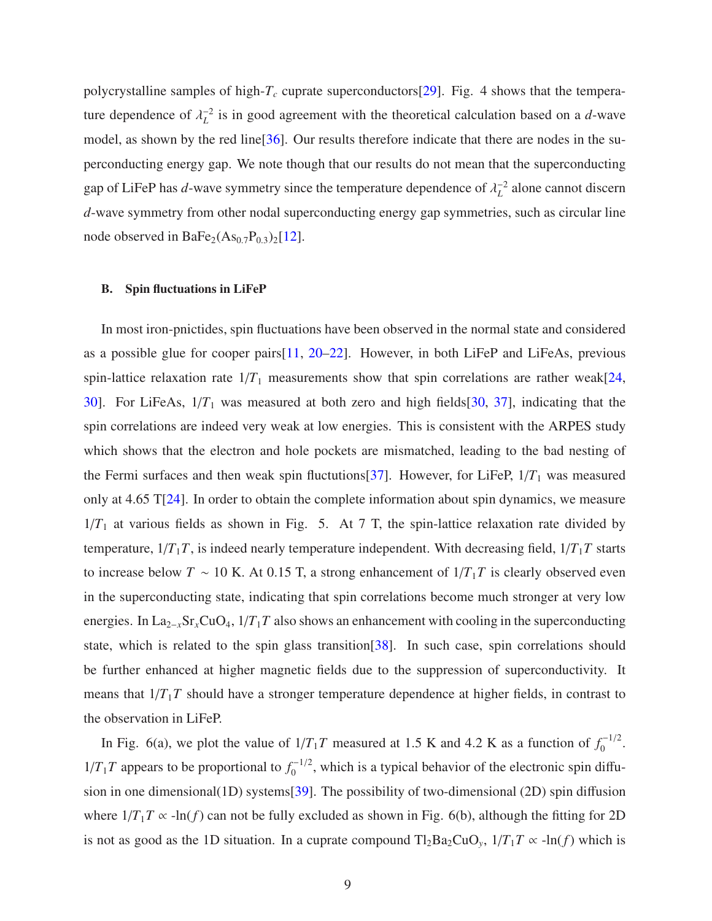polycrystalline samples of high-$T_c$ cuprate superconductors[29]. Fig. 4 shows that the temperature dependence of $\lambda_L^{-2}$ is in good agreement with the theoretical calculation based on a *d*-wave model, as shown by the red line[36]. Our results therefore indicate that there are nodes in the superconducting energy gap. We note though that our results do not mean that the superconducting gap of LiFeP has *d*-wave symmetry since the temperature dependence of $\lambda_L^{-2}$ alone cannot discern *d*-wave symmetry from other nodal superconducting energy gap symmetries, such as circular line node observed in $BaFe_2(As_{0.7}P_{0.3})_2$[12].

### B. Spin fluctuations in LiFeP

In most iron-pnictides, spin fluctuations have been observed in the normal state and considered as a possible glue for cooper pairs[11, 20–22]. However, in both LiFeP and LiFeAs, previous spin-lattice relaxation rate $1/T_1$ measurements show that spin correlations are rather weak[24, 30]. For LiFeAs, $1/T_1$ was measured at both zero and high fields[30, 37], indicating that the spin correlations are indeed very weak at low energies. This is consistent with the ARPES study which shows that the electron and hole pockets are mismatched, leading to the bad nesting of the Fermi surfaces and then weak spin fluctutions[37]. However, for LiFeP, $1/T_1$ was measured only at 4.65 T[24]. In order to obtain the complete information about spin dynamics, we measure $1/T_1$ at various fields as shown in Fig. 5. At 7 T, the spin-lattice relaxation rate divided by temperature, $1/T_1T$, is indeed nearly temperature independent. With decreasing field, $1/T_1T$ starts to increase below $T \sim 10$ K. At 0.15 T, a strong enhancement of $1/T_1T$ is clearly observed even in the superconducting state, indicating that spin correlations become much stronger at very low energies. In $La_{2-x}Sr_xCuO_4$, $1/T_1T$ also shows an enhancement with cooling in the superconducting state, which is related to the spin glass transition[38]. In such case, spin correlations should be further enhanced at higher magnetic fields due to the suppression of superconductivity. It means that $1/T_1T$ should have a stronger temperature dependence at higher fields, in contrast to the observation in LiFeP.

In Fig. 6(a), we plot the value of $1/T_1T$ measured at 1.5 K and 4.2 K as a function of $f_0^{-1/2}$. $1/T_1T$ appears to be proportional to $f_0^{-1/2}$, which is a typical behavior of the electronic spin diffusion in one dimensional(1D) systems[39]. The possibility of two-dimensional (2D) spin diffusion where $1/T_1T \propto$ -ln($f$) can not be fully excluded as shown in Fig. 6(b), although the fitting for 2D is not as good as the 1D situation. In a cuprate compound $Tl_2Ba_2CuO_y$, $1/T_1T \propto$ -ln($f$) which is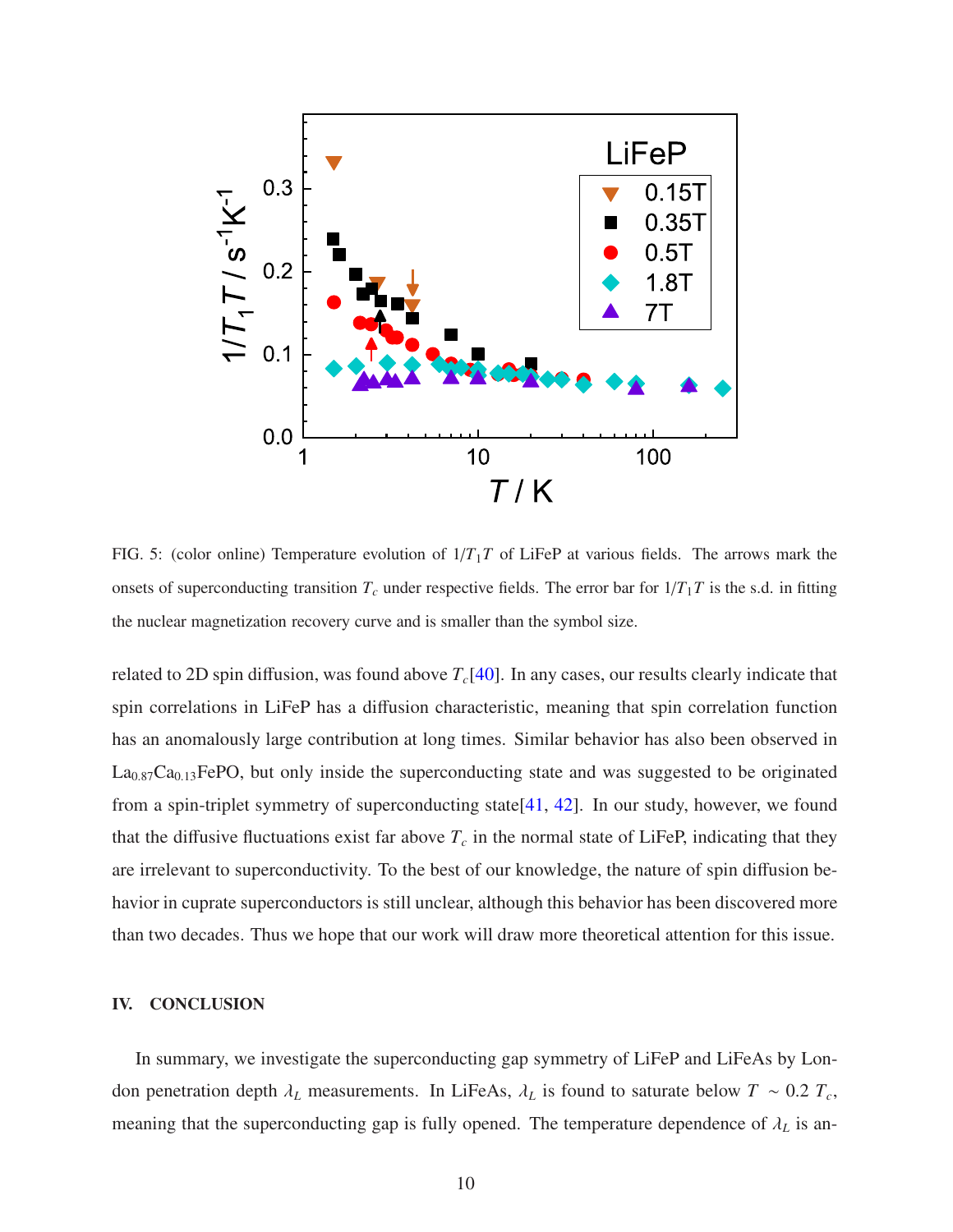FIG. 5: (color online) Temperature evolution of $1/T_1T$ of LiFeP at various fields. The arrows mark the onsets of superconducting transition $T_c$ under respective fields. The error bar for $1/T_1T$ is the s.d. in fitting the nuclear magnetization recovery curve and is smaller than the symbol size.

related to 2D spin diffusion, was found above $T_c$[40]. In any cases, our results clearly indicate that spin correlations in LiFeP has a diffusion characteristic, meaning that spin correlation function has an anomalously large contribution at long times. Similar behavior has also been observed in $La_{0.87}Ca_{0.13}FePO$, but only inside the superconducting state and was suggested to be originated from a spin-triplet symmetry of superconducting state[41, 42]. In our study, however, we found that the diffusive fluctuations exist far above $T_c$ in the normal state of LiFeP, indicating that they are irrelevant to superconductivity. To the best of our knowledge, the nature of spin diffusion behavior in cuprate superconductors is still unclear, although this behavior has been discovered more than two decades. Thus we hope that our work will draw more theoretical attention for this issue.

## IV. CONCLUSION

In summary, we investigate the superconducting gap symmetry of LiFeP and LiFeAs by London penetration depth $\lambda_L$ measurements. In LiFeAs, $\lambda_L$ is found to saturate below $T \sim 0.2\ T_c$, meaning that the superconducting gap is fully opened. The temperature dependence of $\lambda_L$ is an-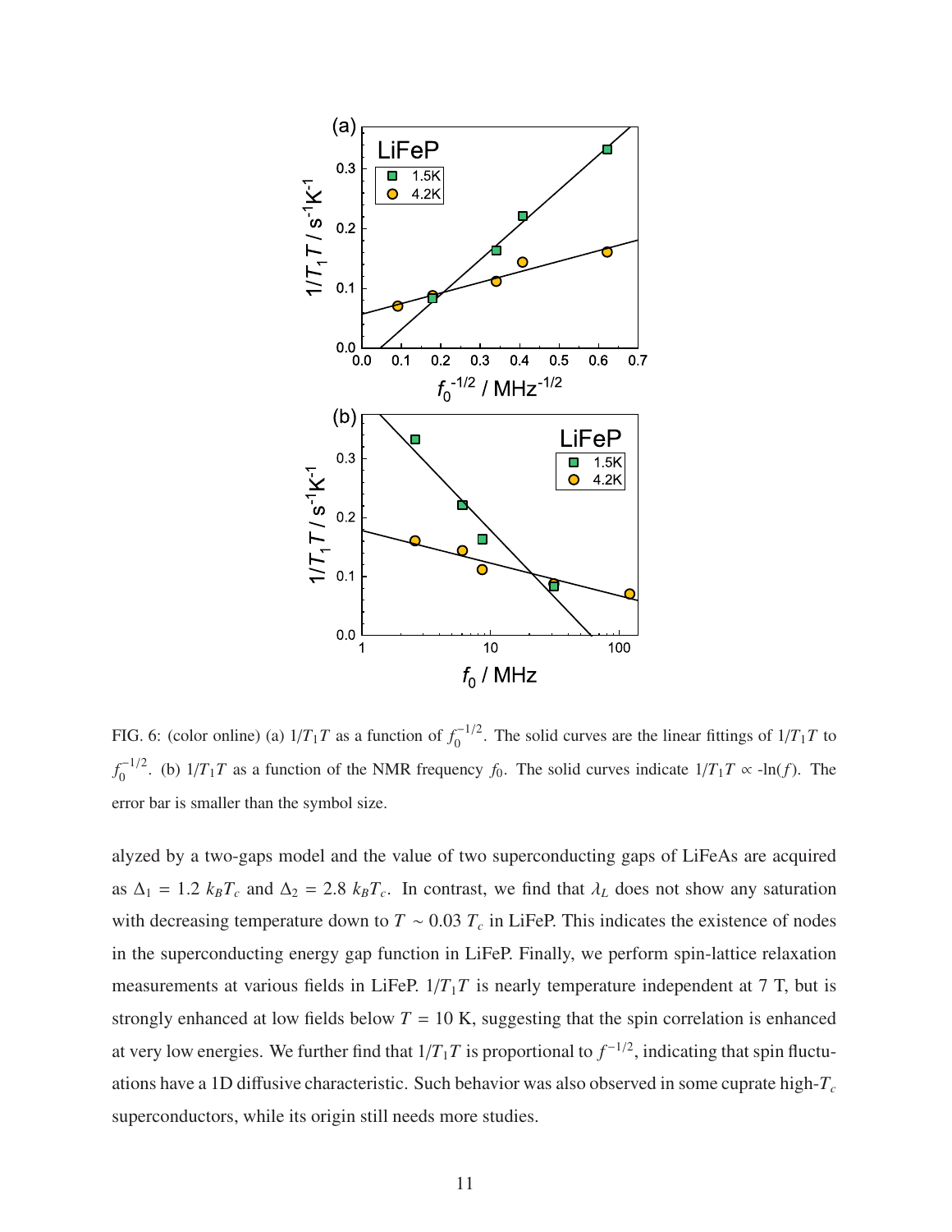FIG. 6: (color online) (a) $1/T_1T$ as a function of $f_0^{-1/2}$. The solid curves are the linear fittings of $1/T_1T$ to $f_0^{-1/2}$. (b) $1/T_1T$ as a function of the NMR frequency $f_0$. The solid curves indicate $1/T_1T \propto$ -ln($f$). The error bar is smaller than the symbol size.

alyzed by a two-gaps model and the value of two superconducting gaps of LiFeAs are acquired as $\Delta_1 = 1.2\ k_BT_c$ and $\Delta_2 = 2.8\ k_BT_c$. In contrast, we find that $\lambda_L$ does not show any saturation with decreasing temperature down to $T \sim 0.03\ T_c$ in LiFeP. This indicates the existence of nodes in the superconducting energy gap function in LiFeP. Finally, we perform spin-lattice relaxation measurements at various fields in LiFeP. $1/T_1T$ is nearly temperature independent at 7 T, but is strongly enhanced at low fields below $T$ = 10 K, suggesting that the spin correlation is enhanced at very low energies. We further find that $1/T_1T$ is proportional to $f^{-1/2}$, indicating that spin fluctuations have a 1D diffusive characteristic. Such behavior was also observed in some cuprate high-$T_c$ superconductors, while its origin still needs more studies.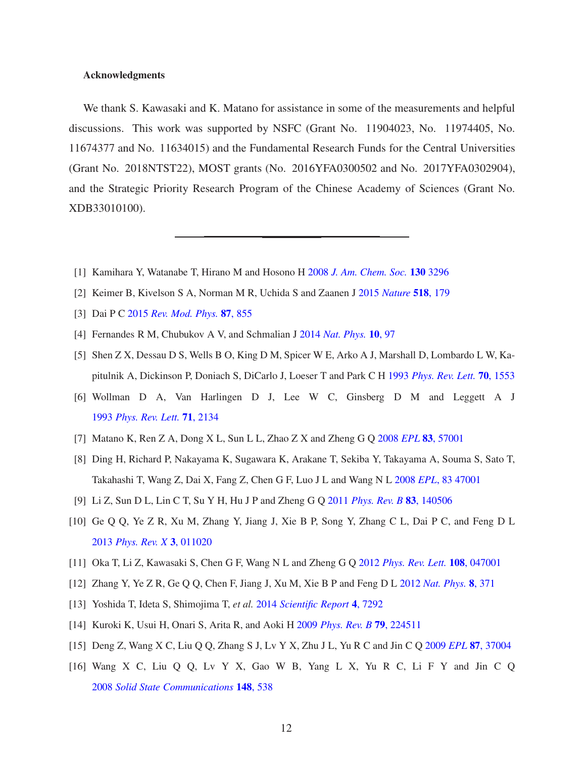**Acknowledgments**

We thank S. Kawasaki and K. Matano for assistance in some of the measurements and helpful discussions. This work was supported by NSFC (Grant No. 11904023, No. 11974405, No. 11674377 and No. 11634015) and the Fundamental Research Funds for the Central Universities (Grant No. 2018NTST22), MOST grants (No. 2016YFA0300502 and No. 2017YFA0302904), and the Strategic Priority Research Program of the Chinese Academy of Sciences (Grant No. XDB33010100).

---

[1] Kamihara Y, Watanabe T, Hirano M and Hosono H 2008 *J. Am. Chem. Soc.* **130** 3296

[2] Keimer B, Kivelson S A, Norman M R, Uchida S and Zaanen J 2015 *Nature* **518**, 179

[3] Dai P C 2015 *Rev. Mod. Phys.* **87**, 855

[4] Fernandes R M, Chubukov A V, and Schmalian J 2014 *Nat. Phys.* **10**, 97

[5] Shen Z X, Dessau D S, Wells B O, King D M, Spicer W E, Arko A J, Marshall D, Lombardo L W, Kapitulnik A, Dickinson P, Doniach S, DiCarlo J, Loeser T and Park C H 1993 *Phys. Rev. Lett.* **70**, 1553

[6] Wollman D A, Van Harlingen D J, Lee W C, Ginsberg D M and Leggett A J 1993 *Phys. Rev. Lett.* **71**, 2134

[7] Matano K, Ren Z A, Dong X L, Sun L L, Zhao Z X and Zheng G Q 2008 *EPL* **83**, 57001

[8] Ding H, Richard P, Nakayama K, Sugawara K, Arakane T, Sekiba Y, Takayama A, Souma S, Sato T, Takahashi T, Wang Z, Dai X, Fang Z, Chen G F, Luo J L and Wang N L 2008 *EPL*, 83 47001

[9] Li Z, Sun D L, Lin C T, Su Y H, Hu J P and Zheng G Q 2011 *Phys. Rev. B* **83**, 140506

[10] Ge Q Q, Ye Z R, Xu M, Zhang Y, Jiang J, Xie B P, Song Y, Zhang C L, Dai P C, and Feng D L 2013 *Phys. Rev. X* **3**, 011020

[11] Oka T, Li Z, Kawasaki S, Chen G F, Wang N L and Zheng G Q 2012 *Phys. Rev. Lett.* **108**, 047001

[12] Zhang Y, Ye Z R, Ge Q Q, Chen F, Jiang J, Xu M, Xie B P and Feng D L 2012 *Nat. Phys.* **8**, 371

[13] Yoshida T, Ideta S, Shimojima T, *et al.* 2014 *Scientific Report* **4**, 7292

[14] Kuroki K, Usui H, Onari S, Arita R, and Aoki H 2009 *Phys. Rev. B* **79**, 224511

[15] Deng Z, Wang X C, Liu Q Q, Zhang S J, Lv Y X, Zhu J L, Yu R C and Jin C Q 2009 *EPL* **87**, 37004

[16] Wang X C, Liu Q Q, Lv Y X, Gao W B, Yang L X, Yu R C, Li F Y and Jin C Q 2008 *Solid State Communications* **148**, 538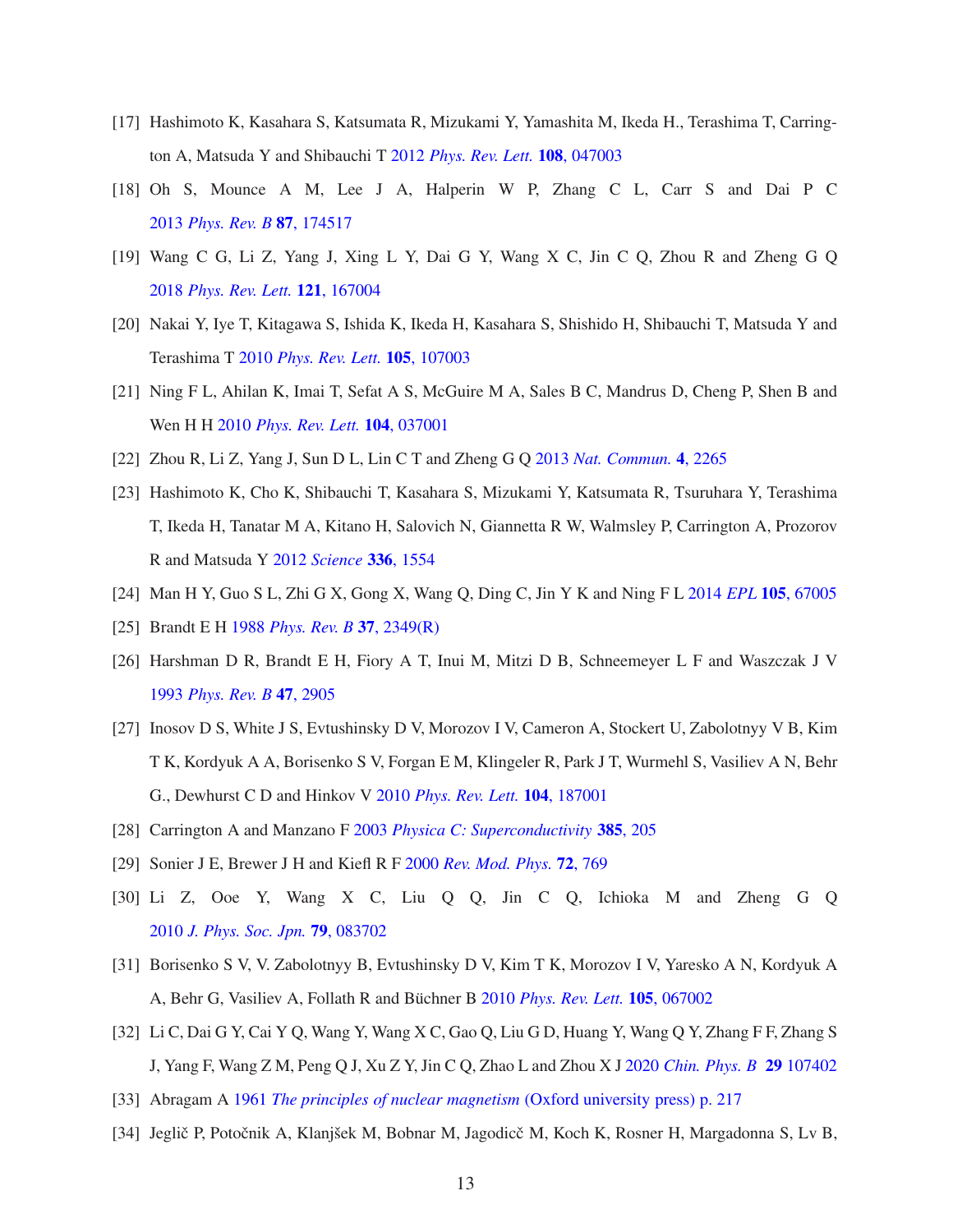[17] Hashimoto K, Kasahara S, Katsumata R, Mizukami Y, Yamashita M, Ikeda H., Terashima T, Carrington A, Matsuda Y and Shibauchi T 2012 *Phys. Rev. Lett.* **108**, 047003

[18] Oh S, Mounce A M, Lee J A, Halperin W P, Zhang C L, Carr S and Dai P C 2013 *Phys. Rev. B* **87**, 174517

[19] Wang C G, Li Z, Yang J, Xing L Y, Dai G Y, Wang X C, Jin C Q, Zhou R and Zheng G Q 2018 *Phys. Rev. Lett.* **121**, 167004

[20] Nakai Y, Iye T, Kitagawa S, Ishida K, Ikeda H, Kasahara S, Shishido H, Shibauchi T, Matsuda Y and Terashima T 2010 *Phys. Rev. Lett.* **105**, 107003

[21] Ning F L, Ahilan K, Imai T, Sefat A S, McGuire M A, Sales B C, Mandrus D, Cheng P, Shen B and Wen H H 2010 *Phys. Rev. Lett.* **104**, 037001

[22] Zhou R, Li Z, Yang J, Sun D L, Lin C T and Zheng G Q 2013 *Nat. Commun.* **4**, 2265

[23] Hashimoto K, Cho K, Shibauchi T, Kasahara S, Mizukami Y, Katsumata R, Tsuruhara Y, Terashima T, Ikeda H, Tanatar M A, Kitano H, Salovich N, Giannetta R W, Walmsley P, Carrington A, Prozorov R and Matsuda Y 2012 *Science* **336**, 1554

[24] Man H Y, Guo S L, Zhi G X, Gong X, Wang Q, Ding C, Jin Y K and Ning F L 2014 *EPL* **105**, 67005

[25] Brandt E H 1988 *Phys. Rev. B* **37**, 2349(R)

[26] Harshman D R, Brandt E H, Fiory A T, Inui M, Mitzi D B, Schneemeyer L F and Waszczak J V 1993 *Phys. Rev. B* **47**, 2905

[27] Inosov D S, White J S, Evtushinsky D V, Morozov I V, Cameron A, Stockert U, Zabolotnyy V B, Kim T K, Kordyuk A A, Borisenko S V, Forgan E M, Klingeler R, Park J T, Wurmehl S, Vasiliev A N, Behr G., Dewhurst C D and Hinkov V 2010 *Phys. Rev. Lett.* **104**, 187001

[28] Carrington A and Manzano F 2003 *Physica C: Superconductivity* **385**, 205

[29] Sonier J E, Brewer J H and Kiefl R F 2000 *Rev. Mod. Phys.* **72**, 769

[30] Li Z, Ooe Y, Wang X C, Liu Q Q, Jin C Q, Ichioka M and Zheng G Q 2010 *J. Phys. Soc. Jpn.* **79**, 083702

[31] Borisenko S V, V. Zabolotnyy B, Evtushinsky D V, Kim T K, Morozov I V, Yaresko A N, Kordyuk A A, Behr G, Vasiliev A, Follath R and Büchner B 2010 *Phys. Rev. Lett.* **105**, 067002

[32] Li C, Dai G Y, Cai Y Q, Wang Y, Wang X C, Gao Q, Liu G D, Huang Y, Wang Q Y, Zhang F F, Zhang S J, Yang F, Wang Z M, Peng Q J, Xu Z Y, Jin C Q, Zhao L and Zhou X J 2020 *Chin. Phys. B* **29** 107402

[33] Abragam A 1961 *The principles of nuclear magnetism* (Oxford university press) p. 217

[34] Jeglič P, Potočnik A, Klanjšek M, Bobnar M, Jagodicč M, Koch K, Rosner H, Margadonna S, Lv B,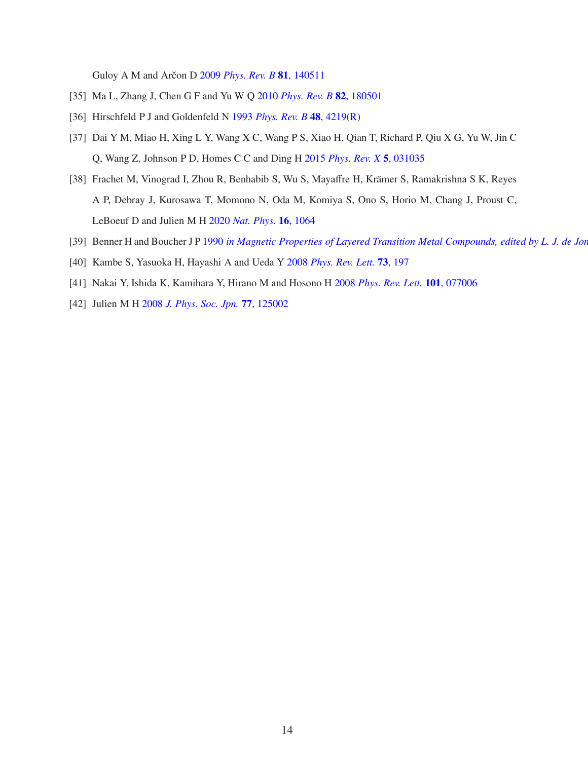Guloy A M and Arčon D 2009 *Phys. Rev. B* **81**, 140511

[35] Ma L, Zhang J, Chen G F and Yu W Q 2010 *Phys. Rev. B* **82**, 180501

[36] Hirschfeld P J and Goldenfeld N 1993 *Phys. Rev. B* **48**, 4219(R)

[37] Dai Y M, Miao H, Xing L Y, Wang X C, Wang P S, Xiao H, Qian T, Richard P, Qiu X G, Yu W, Jin C Q, Wang Z, Johnson P D, Homes C C and Ding H 2015 *Phys. Rev. X* **5**, 031035

[38] Frachet M, Vinograd I, Zhou R, Benhabib S, Wu S, Mayaffre H, Krämer S, Ramakrishna S K, Reyes A P, Debray J, Kurosawa T, Momono N, Oda M, Komiya S, Ono S, Horio M, Chang J, Proust C, LeBoeuf D and Julien M H 2020 *Nat. Phys.* **16**, 1064

[39] Benner H and Boucher J P 1990 *in Magnetic Properties of Layered Transition Metal Compounds, edited by L. J. de Jon*

[40] Kambe S, Yasuoka H, Hayashi A and Ueda Y 2008 *Phys. Rev. Lett.* **73**, 197

[41] Nakai Y, Ishida K, Kamihara Y, Hirano M and Hosono H 2008 *Phys. Rev. Lett.* **101**, 077006

[42] Julien M H 2008 *J. Phys. Soc. Jpn.* **77**, 125002